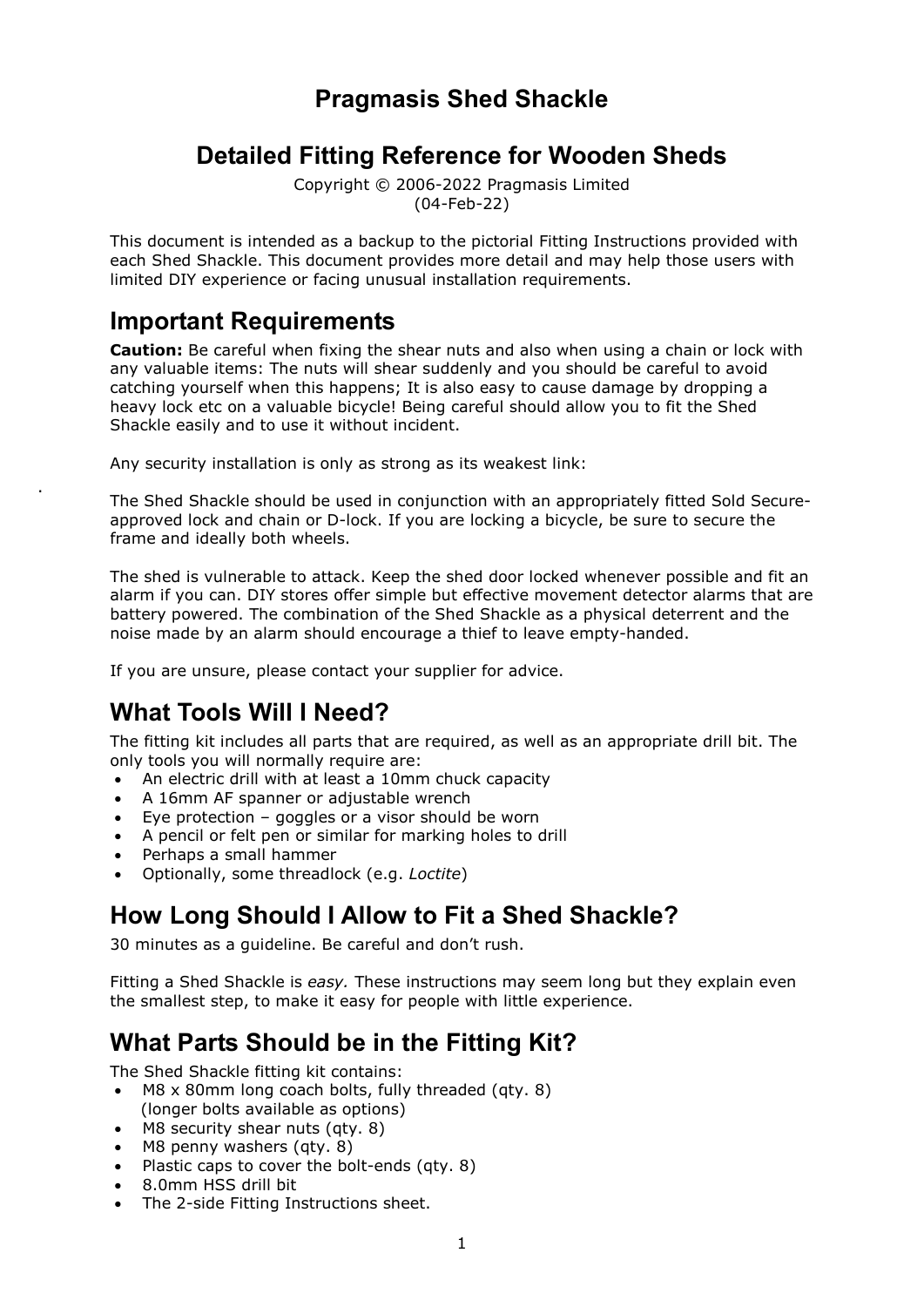# Pragmasis Shed Shackle

## Detailed Fitting Reference for Wooden Sheds

Copyright © 2006-2022 Pragmasis Limited
(04-Feb-22)

This document is intended as a backup to the pictorial Fitting Instructions provided with each Shed Shackle. This document provides more detail and may help those users with limited DIY experience or facing unusual installation requirements.

## Important Requirements

**Caution:** Be careful when fixing the shear nuts and also when using a chain or lock with any valuable items: The nuts will shear suddenly and you should be careful to avoid catching yourself when this happens; It is also easy to cause damage by dropping a heavy lock etc on a valuable bicycle! Being careful should allow you to fit the Shed Shackle easily and to use it without incident.

Any security installation is only as strong as its weakest link:

The Shed Shackle should be used in conjunction with an appropriately fitted Sold Secure-approved lock and chain or D-lock. If you are locking a bicycle, be sure to secure the frame and ideally both wheels.

The shed is vulnerable to attack. Keep the shed door locked whenever possible and fit an alarm if you can. DIY stores offer simple but effective movement detector alarms that are battery powered. The combination of the Shed Shackle as a physical deterrent and the noise made by an alarm should encourage a thief to leave empty-handed.

If you are unsure, please contact your supplier for advice.

## What Tools Will I Need?

The fitting kit includes all parts that are required, as well as an appropriate drill bit. The only tools you will normally require are:

- An electric drill with at least a 10mm chuck capacity
- A 16mm AF spanner or adjustable wrench
- Eye protection – goggles or a visor should be worn
- A pencil or felt pen or similar for marking holes to drill
- Perhaps a small hammer
- Optionally, some threadlock (e.g. *Loctite*)

## How Long Should I Allow to Fit a Shed Shackle?

30 minutes as a guideline. Be careful and don't rush.

Fitting a Shed Shackle is *easy.* These instructions may seem long but they explain even the smallest step, to make it easy for people with little experience.

## What Parts Should be in the Fitting Kit?

The Shed Shackle fitting kit contains:

- M8 x 80mm long coach bolts, fully threaded (qty. 8)
  (longer bolts available as options)
- M8 security shear nuts (qty. 8)
- M8 penny washers (qty. 8)
- Plastic caps to cover the bolt-ends (qty. 8)
- 8.0mm HSS drill bit
- The 2-side Fitting Instructions sheet.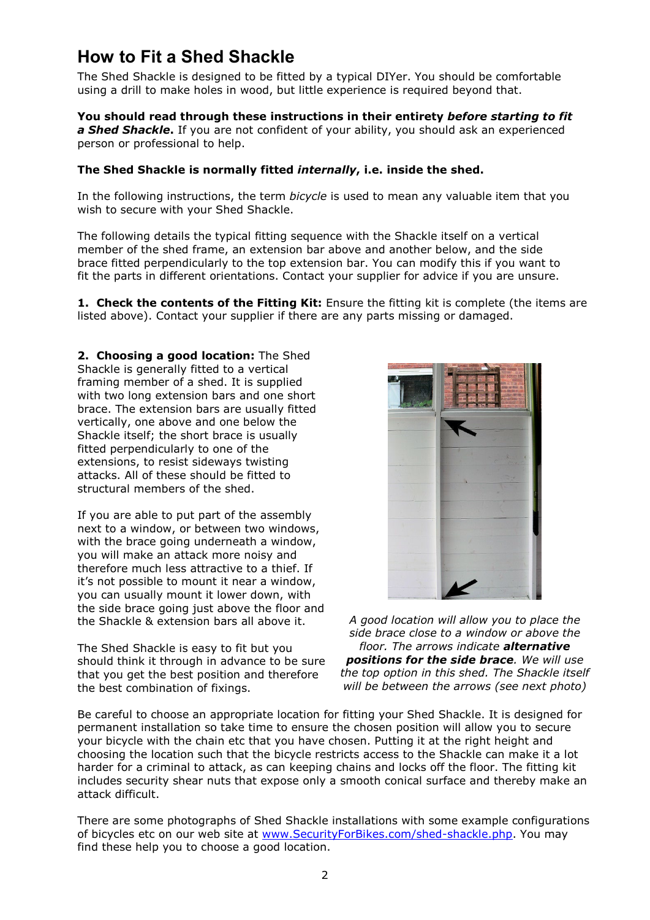# How to Fit a Shed Shackle

The Shed Shackle is designed to be fitted by a typical DIYer. You should be comfortable using a drill to make holes in wood, but little experience is required beyond that.

**You should read through these instructions in their entirety *before starting to fit a Shed Shackle*.** If you are not confident of your ability, you should ask an experienced person or professional to help.

**The Shed Shackle is normally fitted *internally*, i.e. inside the shed.**

In the following instructions, the term *bicycle* is used to mean any valuable item that you wish to secure with your Shed Shackle.

The following details the typical fitting sequence with the Shackle itself on a vertical member of the shed frame, an extension bar above and another below, and the side brace fitted perpendicularly to the top extension bar. You can modify this if you want to fit the parts in different orientations. Contact your supplier for advice if you are unsure.

**1. Check the contents of the Fitting Kit:** Ensure the fitting kit is complete (the items are listed above). Contact your supplier if there are any parts missing or damaged.

**2. Choosing a good location:** The Shed Shackle is generally fitted to a vertical framing member of a shed. It is supplied with two long extension bars and one short brace. The extension bars are usually fitted vertically, one above and one below the Shackle itself; the short brace is usually fitted perpendicularly to one of the extensions, to resist sideways twisting attacks. All of these should be fitted to structural members of the shed.

If you are able to put part of the assembly next to a window, or between two windows, with the brace going underneath a window, you will make an attack more noisy and therefore much less attractive to a thief. If it's not possible to mount it near a window, you can usually mount it lower down, with the side brace going just above the floor and the Shackle & extension bars all above it.

The Shed Shackle is easy to fit but you should think it through in advance to be sure that you get the best position and therefore the best combination of fixings.

*A good location will allow you to place the side brace close to a window or above the floor. The arrows indicate **alternative positions for the side brace**. We will use the top option in this shed. The Shackle itself will be between the arrows (see next photo)*

Be careful to choose an appropriate location for fitting your Shed Shackle. It is designed for permanent installation so take time to ensure the chosen position will allow you to secure your bicycle with the chain etc that you have chosen. Putting it at the right height and choosing the location such that the bicycle restricts access to the Shackle can make it a lot harder for a criminal to attack, as can keeping chains and locks off the floor. The fitting kit includes security shear nuts that expose only a smooth conical surface and thereby make an attack difficult.

There are some photographs of Shed Shackle installations with some example configurations of bicycles etc on our web site at www.SecurityForBikes.com/shed-shackle.php. You may find these help you to choose a good location.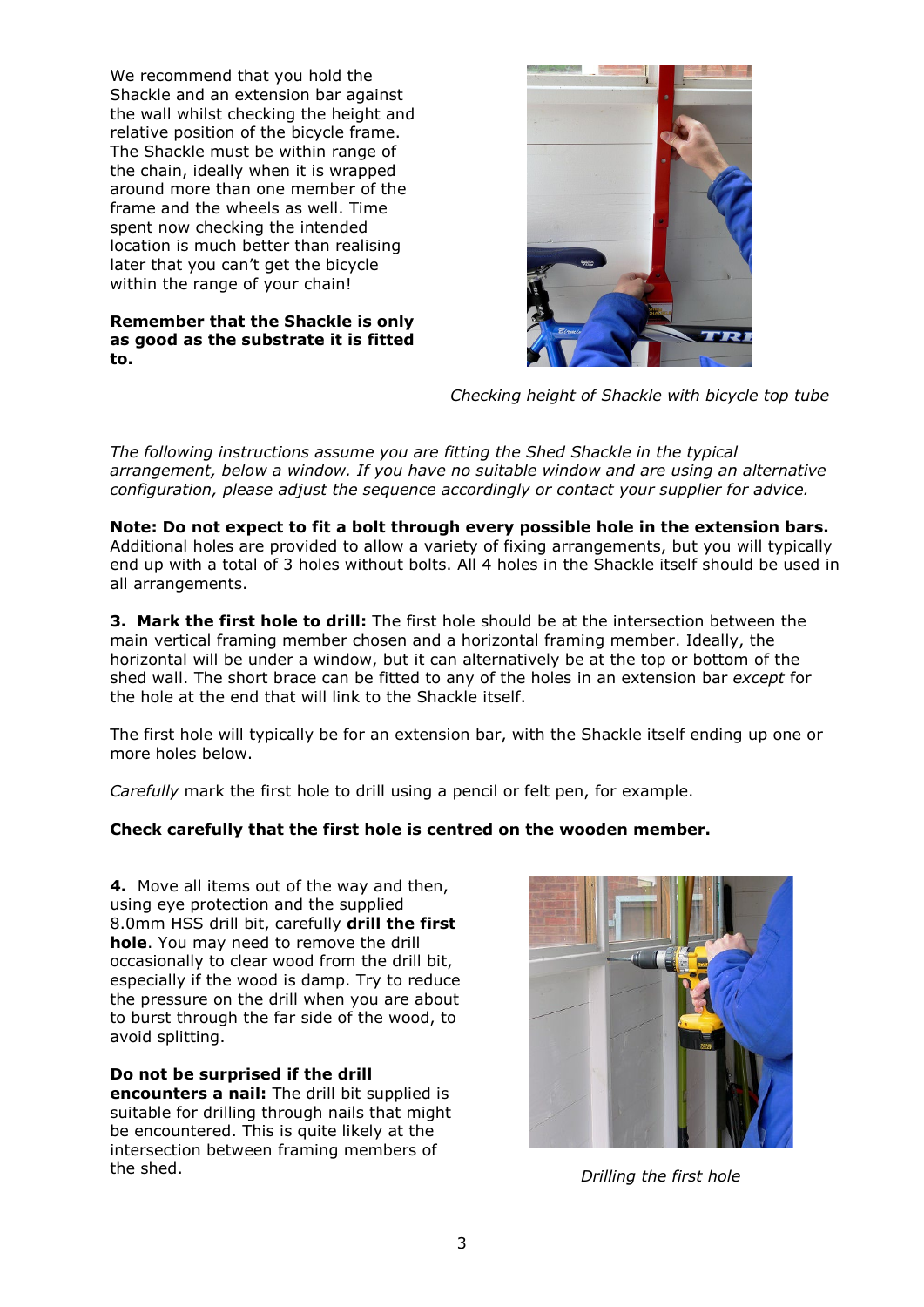We recommend that you hold the Shackle and an extension bar against the wall whilst checking the height and relative position of the bicycle frame. The Shackle must be within range of the chain, ideally when it is wrapped around more than one member of the frame and the wheels as well. Time spent now checking the intended location is much better than realising later that you can't get the bicycle within the range of your chain!

**Remember that the Shackle is only as good as the substrate it is fitted to.**

*Checking height of Shackle with bicycle top tube*

*The following instructions assume you are fitting the Shed Shackle in the typical arrangement, below a window. If you have no suitable window and are using an alternative configuration, please adjust the sequence accordingly or contact your supplier for advice.*

**Note: Do not expect to fit a bolt through every possible hole in the extension bars.** Additional holes are provided to allow a variety of fixing arrangements, but you will typically end up with a total of 3 holes without bolts. All 4 holes in the Shackle itself should be used in all arrangements.

**3. Mark the first hole to drill:** The first hole should be at the intersection between the main vertical framing member chosen and a horizontal framing member. Ideally, the horizontal will be under a window, but it can alternatively be at the top or bottom of the shed wall. The short brace can be fitted to any of the holes in an extension bar *except* for the hole at the end that will link to the Shackle itself.

The first hole will typically be for an extension bar, with the Shackle itself ending up one or more holes below.

*Carefully* mark the first hole to drill using a pencil or felt pen, for example.

**Check carefully that the first hole is centred on the wooden member.**

**4.** Move all items out of the way and then, using eye protection and the supplied 8.0mm HSS drill bit, carefully **drill the first hole**. You may need to remove the drill occasionally to clear wood from the drill bit, especially if the wood is damp. Try to reduce the pressure on the drill when you are about to burst through the far side of the wood, to avoid splitting.

**Do not be surprised if the drill encounters a nail:** The drill bit supplied is suitable for drilling through nails that might be encountered. This is quite likely at the intersection between framing members of the shed.

*Drilling the first hole*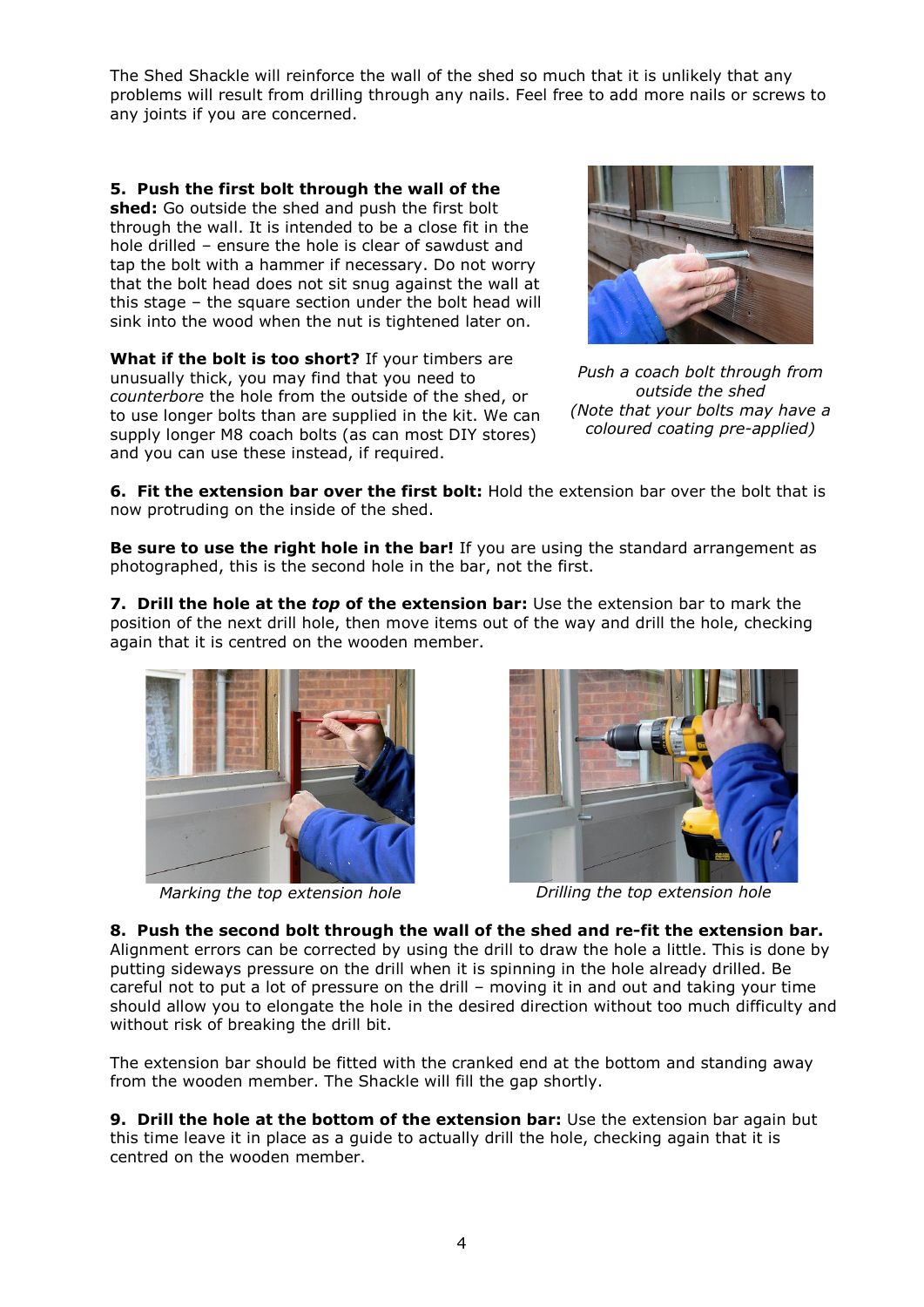The Shed Shackle will reinforce the wall of the shed so much that it is unlikely that any problems will result from drilling through any nails. Feel free to add more nails or screws to any joints if you are concerned.

**5. Push the first bolt through the wall of the shed:** Go outside the shed and push the first bolt through the wall. It is intended to be a close fit in the hole drilled – ensure the hole is clear of sawdust and tap the bolt with a hammer if necessary. Do not worry that the bolt head does not sit snug against the wall at this stage – the square section under the bolt head will sink into the wood when the nut is tightened later on.

*Push a coach bolt through from outside the shed*
*(Note that your bolts may have a coloured coating pre-applied)*

**What if the bolt is too short?** If your timbers are unusually thick, you may find that you need to *counterbore* the hole from the outside of the shed, or to use longer bolts than are supplied in the kit. We can supply longer M8 coach bolts (as can most DIY stores) and you can use these instead, if required.

**6. Fit the extension bar over the first bolt:** Hold the extension bar over the bolt that is now protruding on the inside of the shed.

**Be sure to use the right hole in the bar!** If you are using the standard arrangement as photographed, this is the second hole in the bar, not the first.

**7. Drill the hole at the *top* of the extension bar:** Use the extension bar to mark the position of the next drill hole, then move items out of the way and drill the hole, checking again that it is centred on the wooden member.

*Marking the top extension hole*

*Drilling the top extension hole*

**8. Push the second bolt through the wall of the shed and re-fit the extension bar.** Alignment errors can be corrected by using the drill to draw the hole a little. This is done by putting sideways pressure on the drill when it is spinning in the hole already drilled. Be careful not to put a lot of pressure on the drill – moving it in and out and taking your time should allow you to elongate the hole in the desired direction without too much difficulty and without risk of breaking the drill bit.

The extension bar should be fitted with the cranked end at the bottom and standing away from the wooden member. The Shackle will fill the gap shortly.

**9. Drill the hole at the bottom of the extension bar:** Use the extension bar again but this time leave it in place as a guide to actually drill the hole, checking again that it is centred on the wooden member.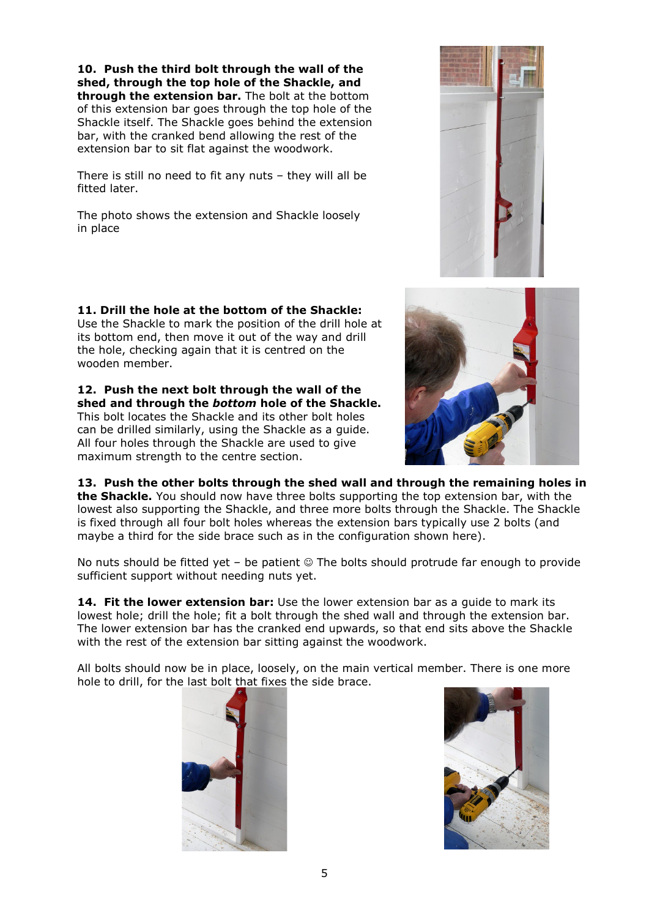**10. Push the third bolt through the wall of the shed, through the top hole of the Shackle, and through the extension bar.** The bolt at the bottom of this extension bar goes through the top hole of the Shackle itself. The Shackle goes behind the extension bar, with the cranked bend allowing the rest of the extension bar to sit flat against the woodwork.

There is still no need to fit any nuts – they will all be fitted later.

The photo shows the extension and Shackle loosely in place

**11. Drill the hole at the bottom of the Shackle:** Use the Shackle to mark the position of the drill hole at its bottom end, then move it out of the way and drill the hole, checking again that it is centred on the wooden member.

**12. Push the next bolt through the wall of the shed and through the *bottom* hole of the Shackle.** This bolt locates the Shackle and its other bolt holes can be drilled similarly, using the Shackle as a guide. All four holes through the Shackle are used to give maximum strength to the centre section.

**13. Push the other bolts through the shed wall and through the remaining holes in the Shackle.** You should now have three bolts supporting the top extension bar, with the lowest also supporting the Shackle, and three more bolts through the Shackle. The Shackle is fixed through all four bolt holes whereas the extension bars typically use 2 bolts (and maybe a third for the side brace such as in the configuration shown here).

No nuts should be fitted yet – be patient ☺ The bolts should protrude far enough to provide sufficient support without needing nuts yet.

**14. Fit the lower extension bar:** Use the lower extension bar as a guide to mark its lowest hole; drill the hole; fit a bolt through the shed wall and through the extension bar. The lower extension bar has the cranked end upwards, so that end sits above the Shackle with the rest of the extension bar sitting against the woodwork.

All bolts should now be in place, loosely, on the main vertical member. There is one more hole to drill, for the last bolt that fixes the side brace.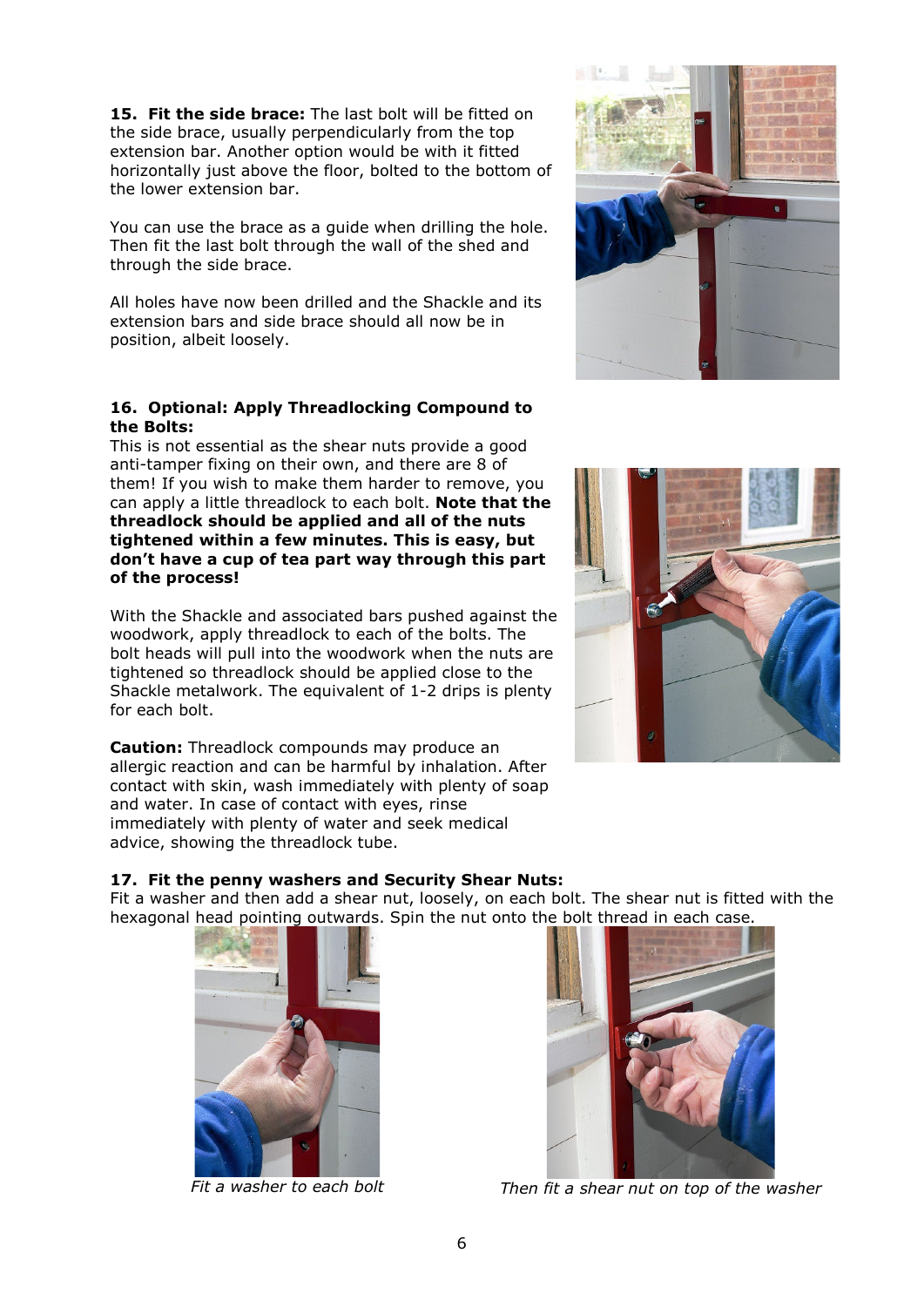**15. Fit the side brace:** The last bolt will be fitted on the side brace, usually perpendicularly from the top extension bar. Another option would be with it fitted horizontally just above the floor, bolted to the bottom of the lower extension bar.

You can use the brace as a guide when drilling the hole. Then fit the last bolt through the wall of the shed and through the side brace.

All holes have now been drilled and the Shackle and its extension bars and side brace should all now be in position, albeit loosely.

**16. Optional: Apply Threadlocking Compound to the Bolts:**

This is not essential as the shear nuts provide a good anti-tamper fixing on their own, and there are 8 of them! If you wish to make them harder to remove, you can apply a little threadlock to each bolt. **Note that the threadlock should be applied and all of the nuts tightened within a few minutes. This is easy, but don't have a cup of tea part way through this part of the process!**

With the Shackle and associated bars pushed against the woodwork, apply threadlock to each of the bolts. The bolt heads will pull into the woodwork when the nuts are tightened so threadlock should be applied close to the Shackle metalwork. The equivalent of 1-2 drips is plenty for each bolt.

**Caution:** Threadlock compounds may produce an allergic reaction and can be harmful by inhalation. After contact with skin, wash immediately with plenty of soap and water. In case of contact with eyes, rinse immediately with plenty of water and seek medical advice, showing the threadlock tube.

**17. Fit the penny washers and Security Shear Nuts:**

Fit a washer and then add a shear nut, loosely, on each bolt. The shear nut is fitted with the hexagonal head pointing outwards. Spin the nut onto the bolt thread in each case.

*Fit a washer to each bolt*

*Then fit a shear nut on top of the washer*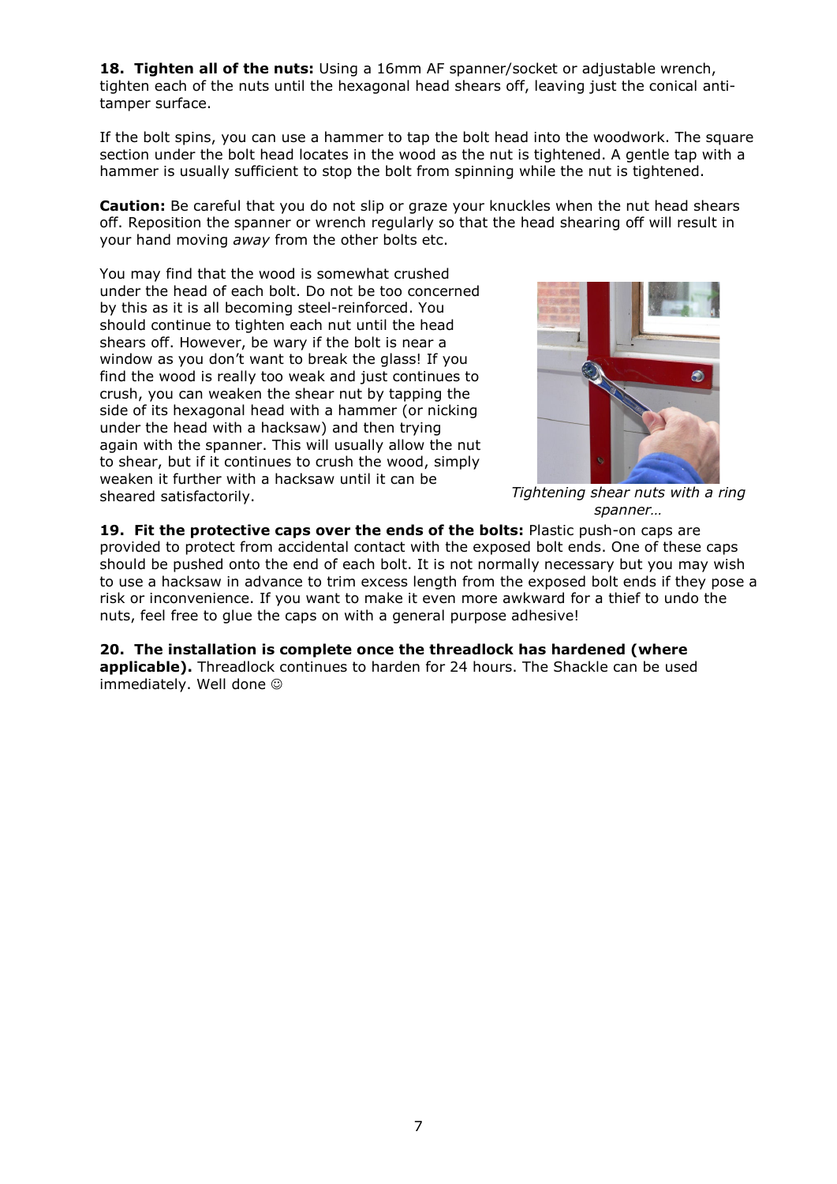**18. Tighten all of the nuts:** Using a 16mm AF spanner/socket or adjustable wrench, tighten each of the nuts until the hexagonal head shears off, leaving just the conical anti-tamper surface.

If the bolt spins, you can use a hammer to tap the bolt head into the woodwork. The square section under the bolt head locates in the wood as the nut is tightened. A gentle tap with a hammer is usually sufficient to stop the bolt from spinning while the nut is tightened.

**Caution:** Be careful that you do not slip or graze your knuckles when the nut head shears off. Reposition the spanner or wrench regularly so that the head shearing off will result in your hand moving *away* from the other bolts etc.

You may find that the wood is somewhat crushed under the head of each bolt. Do not be too concerned by this as it is all becoming steel-reinforced. You should continue to tighten each nut until the head shears off. However, be wary if the bolt is near a window as you don't want to break the glass! If you find the wood is really too weak and just continues to crush, you can weaken the shear nut by tapping the side of its hexagonal head with a hammer (or nicking under the head with a hacksaw) and then trying again with the spanner. This will usually allow the nut to shear, but if it continues to crush the wood, simply weaken it further with a hacksaw until it can be sheared satisfactorily.

*Tightening shear nuts with a ring spanner…*

**19. Fit the protective caps over the ends of the bolts:** Plastic push-on caps are provided to protect from accidental contact with the exposed bolt ends. One of these caps should be pushed onto the end of each bolt. It is not normally necessary but you may wish to use a hacksaw in advance to trim excess length from the exposed bolt ends if they pose a risk or inconvenience. If you want to make it even more awkward for a thief to undo the nuts, feel free to glue the caps on with a general purpose adhesive!

**20. The installation is complete once the threadlock has hardened (where applicable).** Threadlock continues to harden for 24 hours. The Shackle can be used immediately. Well done ☺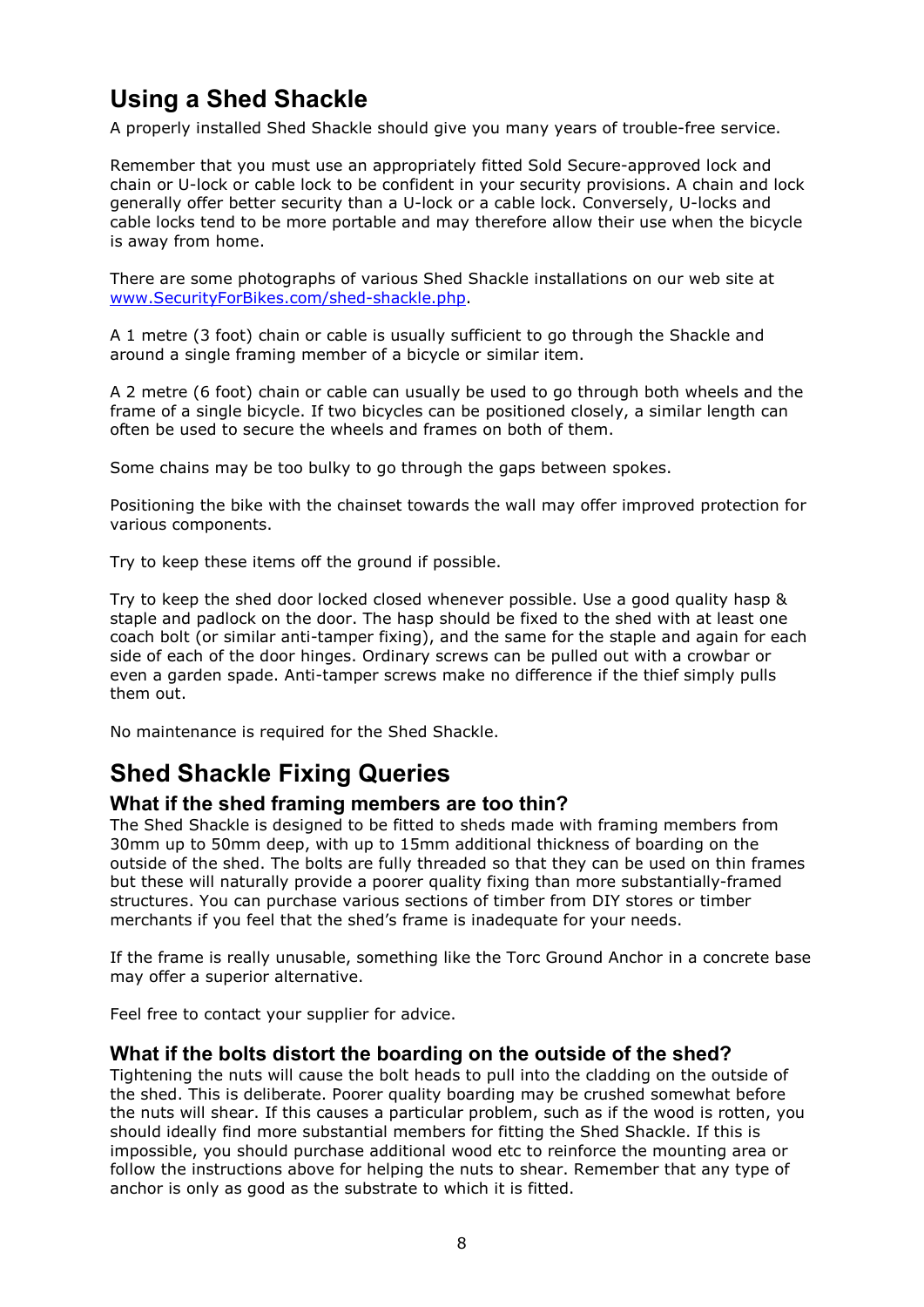## Using a Shed Shackle

A properly installed Shed Shackle should give you many years of trouble-free service.

Remember that you must use an appropriately fitted Sold Secure-approved lock and chain or U-lock or cable lock to be confident in your security provisions. A chain and lock generally offer better security than a U-lock or a cable lock. Conversely, U-locks and cable locks tend to be more portable and may therefore allow their use when the bicycle is away from home.

There are some photographs of various Shed Shackle installations on our web site at www.SecurityForBikes.com/shed-shackle.php.

A 1 metre (3 foot) chain or cable is usually sufficient to go through the Shackle and around a single framing member of a bicycle or similar item.

A 2 metre (6 foot) chain or cable can usually be used to go through both wheels and the frame of a single bicycle. If two bicycles can be positioned closely, a similar length can often be used to secure the wheels and frames on both of them.

Some chains may be too bulky to go through the gaps between spokes.

Positioning the bike with the chainset towards the wall may offer improved protection for various components.

Try to keep these items off the ground if possible.

Try to keep the shed door locked closed whenever possible. Use a good quality hasp & staple and padlock on the door. The hasp should be fixed to the shed with at least one coach bolt (or similar anti-tamper fixing), and the same for the staple and again for each side of each of the door hinges. Ordinary screws can be pulled out with a crowbar or even a garden spade. Anti-tamper screws make no difference if the thief simply pulls them out.

No maintenance is required for the Shed Shackle.

## Shed Shackle Fixing Queries

### What if the shed framing members are too thin?

The Shed Shackle is designed to be fitted to sheds made with framing members from 30mm up to 50mm deep, with up to 15mm additional thickness of boarding on the outside of the shed. The bolts are fully threaded so that they can be used on thin frames but these will naturally provide a poorer quality fixing than more substantially-framed structures. You can purchase various sections of timber from DIY stores or timber merchants if you feel that the shed's frame is inadequate for your needs.

If the frame is really unusable, something like the Torc Ground Anchor in a concrete base may offer a superior alternative.

Feel free to contact your supplier for advice.

### What if the bolts distort the boarding on the outside of the shed?

Tightening the nuts will cause the bolt heads to pull into the cladding on the outside of the shed. This is deliberate. Poorer quality boarding may be crushed somewhat before the nuts will shear. If this causes a particular problem, such as if the wood is rotten, you should ideally find more substantial members for fitting the Shed Shackle. If this is impossible, you should purchase additional wood etc to reinforce the mounting area or follow the instructions above for helping the nuts to shear. Remember that any type of anchor is only as good as the substrate to which it is fitted.